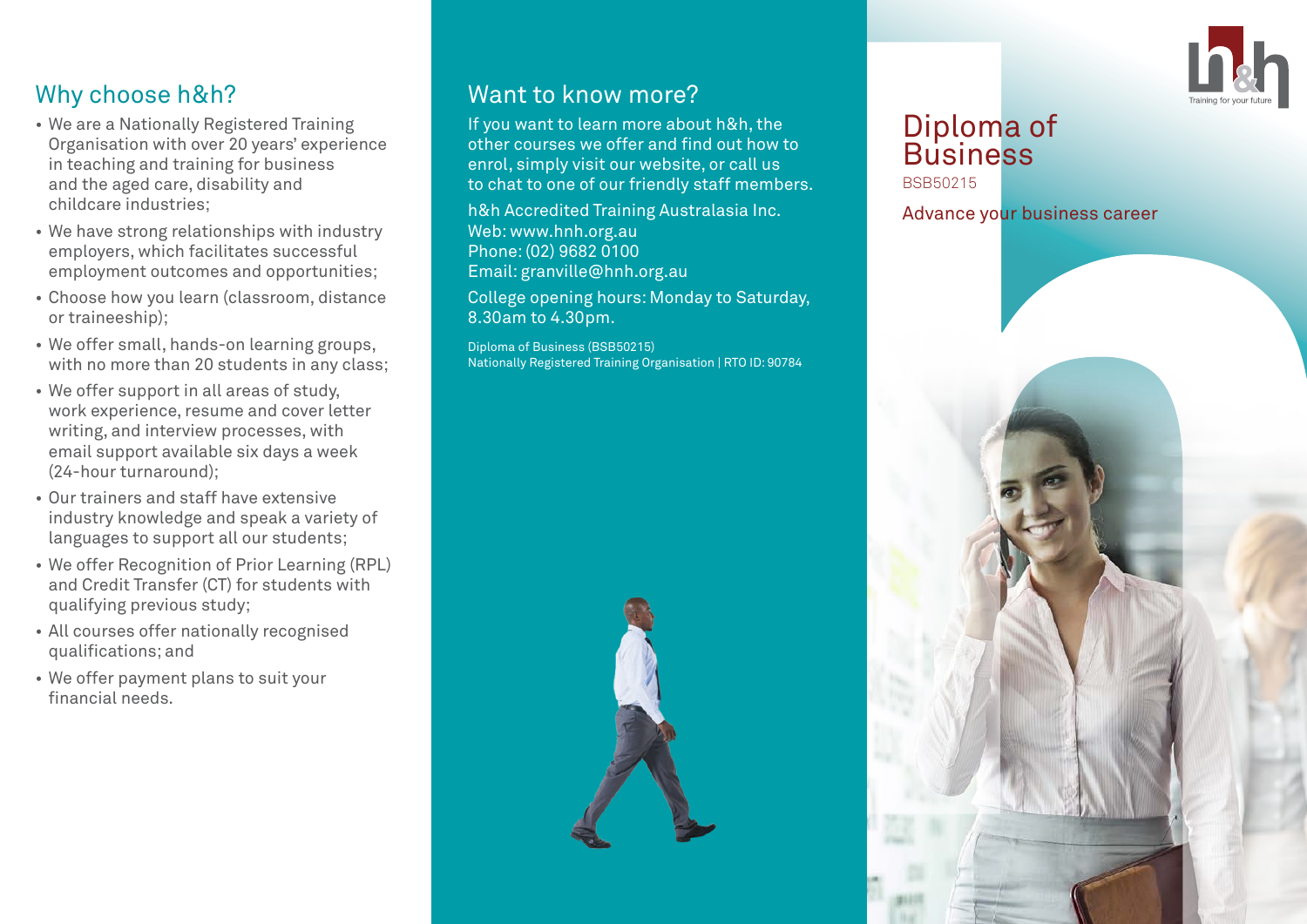## Why choose h&h?

- We are a Nationally Registered Training Organisation with over 20 years' experience in teaching and training for business and the aged care, disability and childcare industries;
- We have strong relationships with industry employers, which facilitates successful employment outcomes and opportunities;
- Choose how you learn (classroom, distance or traineeship);
- We offer small, hands-on learning groups, with no more than 20 students in any class;
- We offer support in all areas of study, work experience, resume and cover letter writing, and interview processes, with email support available six days a week (24-hour turnaround);
- Our trainers and staff have extensive industry knowledge and speak a variety of languages to support all our students;
- We offer Recognition of Prior Learning (RPL) and Credit Transfer (CT) for students with qualifying previous study;
- All courses offer nationally recognised qualifications; and
- We offer payment plans to suit your financial needs.

## Want to know more?

If you want to learn more about h&h, the other courses we offer and find out how to enrol, simply visit our website, or call us to chat to one of our friendly staff members.

h&h Accredited Training Australasia Inc.
Web: www.hnh.org.au
Phone: (02) 9682 0100
Email: granville@hnh.org.au

College opening hours: Monday to Saturday, 8.30am to 4.30pm.

Diploma of Business (BSB50215)
Nationally Registered Training Organisation | RTO ID: 90784

Training for your future

# Diploma of Business

BSB50215

Advance your business career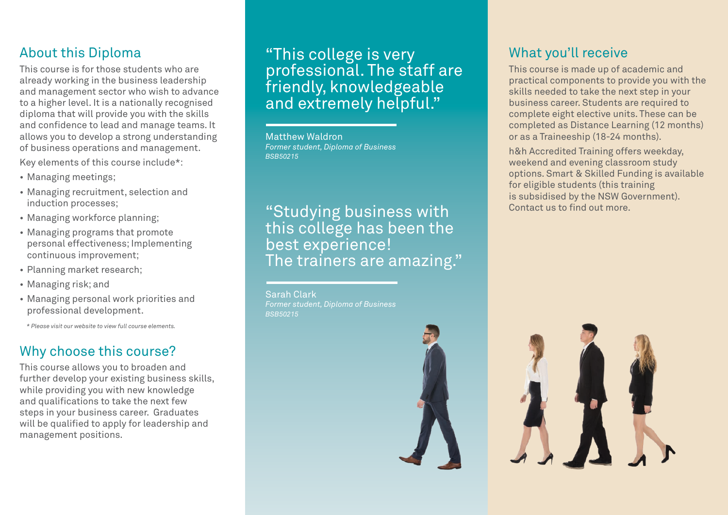## About this Diploma

This course is for those students who are already working in the business leadership and management sector who wish to advance to a higher level. It is a nationally recognised diploma that will provide you with the skills and confidence to lead and manage teams. It allows you to develop a strong understanding of business operations and management.

Key elements of this course include*:

- Managing meetings;
- Managing recruitment, selection and induction processes;
- Managing workforce planning;
- Managing programs that promote personal effectiveness; Implementing continuous improvement;
- Planning market research;
- Managing risk; and
- Managing personal work priorities and professional development.

*\* Please visit our website to view full course elements.*

## Why choose this course?

This course allows you to broaden and further develop your existing business skills, while providing you with new knowledge and qualifications to take the next few steps in your business career. Graduates will be qualified to apply for leadership and management positions.

> "This college is very professional. The staff are friendly, knowledgeable and extremely helpful."

Matthew Waldron
*Former student, Diploma of Business BSB50215*

> "Studying business with this college has been the best experience! The trainers are amazing."

Sarah Clark
*Former student, Diploma of Business BSB50215*

## What you'll receive

This course is made up of academic and practical components to provide you with the skills needed to take the next step in your business career. Students are required to complete eight elective units. These can be completed as Distance Learning (12 months) or as a Traineeship (18-24 months).

h&h Accredited Training offers weekday, weekend and evening classroom study options. Smart & Skilled Funding is available for eligible students (this training is subsidised by the NSW Government). Contact us to find out more.